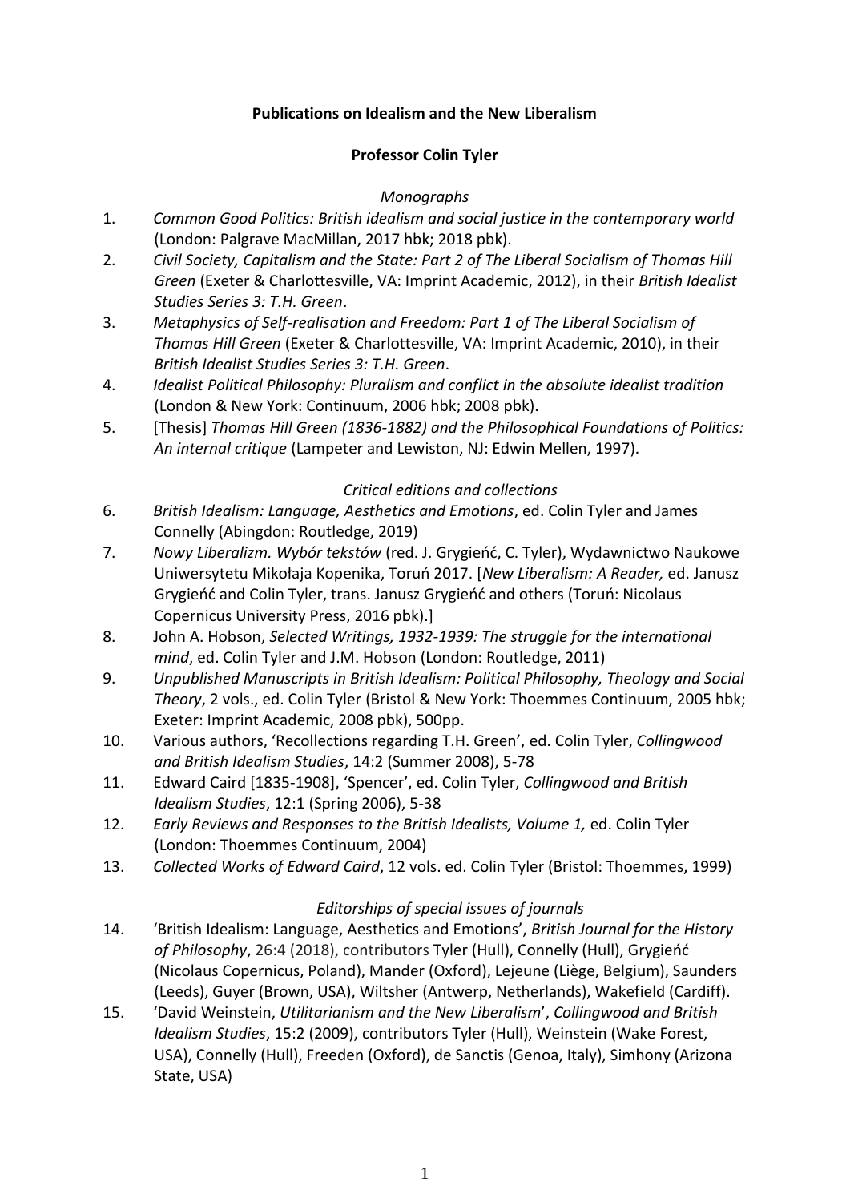**Publications on Idealism and the New Liberalism**

**Professor Colin Tyler**

*Monographs*

1. *Common Good Politics: British idealism and social justice in the contemporary world* (London: Palgrave MacMillan, 2017 hbk; 2018 pbk).
2. *Civil Society, Capitalism and the State: Part 2 of The Liberal Socialism of Thomas Hill Green* (Exeter & Charlottesville, VA: Imprint Academic, 2012), in their *British Idealist Studies Series 3: T.H. Green*.
3. *Metaphysics of Self-realisation and Freedom: Part 1 of The Liberal Socialism of Thomas Hill Green* (Exeter & Charlottesville, VA: Imprint Academic, 2010), in their *British Idealist Studies Series 3: T.H. Green*.
4. *Idealist Political Philosophy: Pluralism and conflict in the absolute idealist tradition* (London & New York: Continuum, 2006 hbk; 2008 pbk).
5. [Thesis] *Thomas Hill Green (1836-1882) and the Philosophical Foundations of Politics: An internal critique* (Lampeter and Lewiston, NJ: Edwin Mellen, 1997).

*Critical editions and collections*

6. *British Idealism: Language, Aesthetics and Emotions*, ed. Colin Tyler and James Connelly (Abingdon: Routledge, 2019)
7. *Nowy Liberalizm. Wybór tekstów* (red. J. Grygieńć, C. Tyler), Wydawnictwo Naukowe Uniwersytetu Mikołaja Kopenika, Toruń 2017. [*New Liberalism: A Reader,* ed. Janusz Grygieńć and Colin Tyler, trans. Janusz Grygieńć and others (Toruń: Nicolaus Copernicus University Press, 2016 pbk).]
8. John A. Hobson, *Selected Writings, 1932-1939: The struggle for the international mind*, ed. Colin Tyler and J.M. Hobson (London: Routledge, 2011)
9. *Unpublished Manuscripts in British Idealism: Political Philosophy, Theology and Social Theory*, 2 vols., ed. Colin Tyler (Bristol & New York: Thoemmes Continuum, 2005 hbk; Exeter: Imprint Academic, 2008 pbk), 500pp.
10. Various authors, 'Recollections regarding T.H. Green', ed. Colin Tyler, *Collingwood and British Idealism Studies*, 14:2 (Summer 2008), 5-78
11. Edward Caird [1835-1908], 'Spencer', ed. Colin Tyler, *Collingwood and British Idealism Studies*, 12:1 (Spring 2006), 5-38
12. *Early Reviews and Responses to the British Idealists, Volume 1,* ed. Colin Tyler (London: Thoemmes Continuum, 2004)
13. *Collected Works of Edward Caird*, 12 vols. ed. Colin Tyler (Bristol: Thoemmes, 1999)

*Editorships of special issues of journals*

14. 'British Idealism: Language, Aesthetics and Emotions', *British Journal for the History of Philosophy*, 26:4 (2018), contributors Tyler (Hull), Connelly (Hull), Grygieńć (Nicolaus Copernicus, Poland), Mander (Oxford), Lejeune (Liège, Belgium), Saunders (Leeds), Guyer (Brown, USA), Wiltsher (Antwerp, Netherlands), Wakefield (Cardiff).
15. 'David Weinstein, *Utilitarianism and the New Liberalism*', *Collingwood and British Idealism Studies*, 15:2 (2009), contributors Tyler (Hull), Weinstein (Wake Forest, USA), Connelly (Hull), Freeden (Oxford), de Sanctis (Genoa, Italy), Simhony (Arizona State, USA)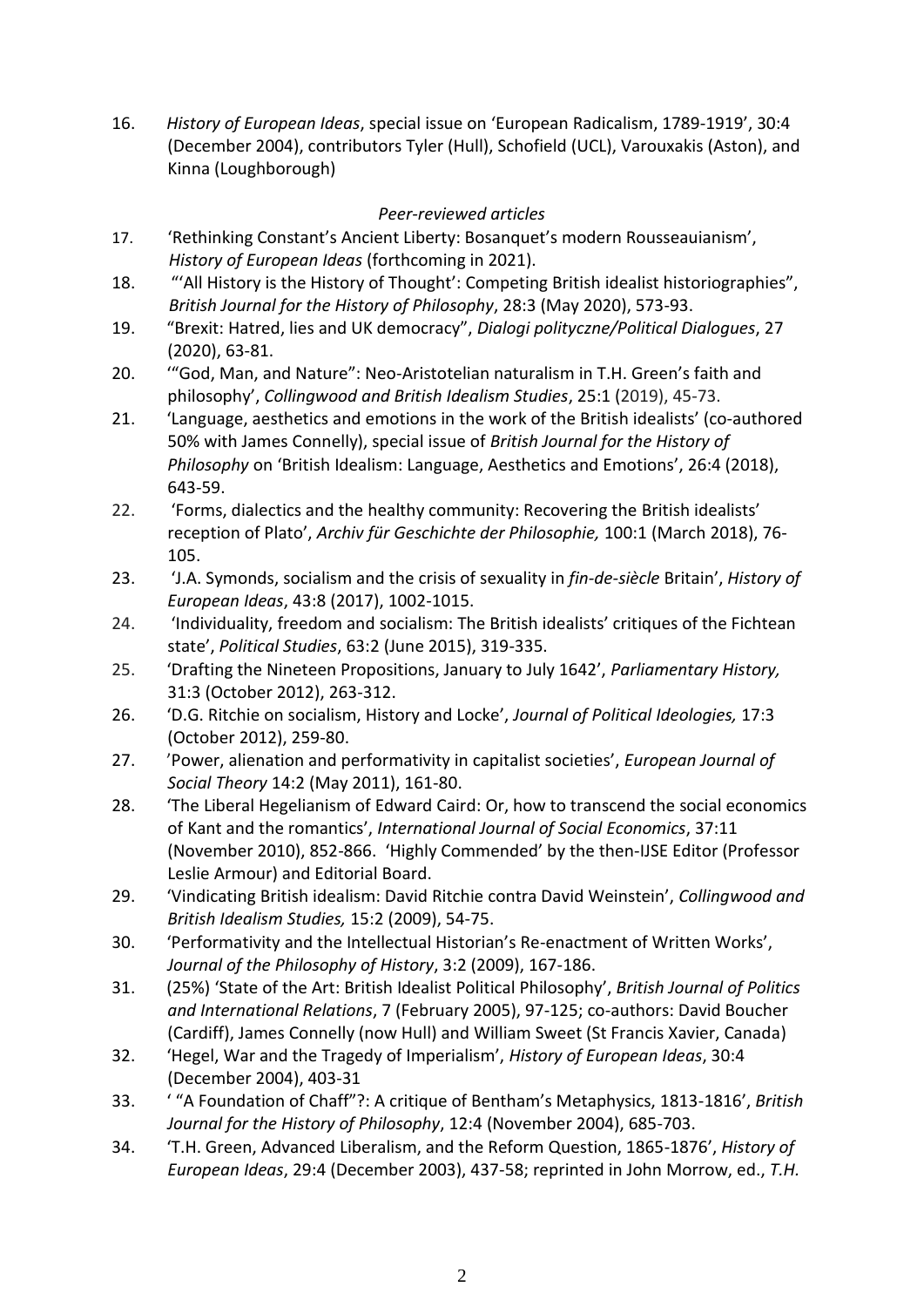16. *History of European Ideas*, special issue on 'European Radicalism, 1789-1919', 30:4 (December 2004), contributors Tyler (Hull), Schofield (UCL), Varouxakis (Aston), and Kinna (Loughborough)

*Peer-reviewed articles*

17. 'Rethinking Constant's Ancient Liberty: Bosanquet's modern Rousseauianism', *History of European Ideas* (forthcoming in 2021).
18. "'All History is the History of Thought': Competing British idealist historiographies", *British Journal for the History of Philosophy*, 28:3 (May 2020), 573-93.
19. "Brexit: Hatred, lies and UK democracy", *Dialogi polityczne/Political Dialogues*, 27 (2020), 63-81.
20. '"God, Man, and Nature": Neo-Aristotelian naturalism in T.H. Green's faith and philosophy', *Collingwood and British Idealism Studies*, 25:1 (2019), 45-73.
21. 'Language, aesthetics and emotions in the work of the British idealists' (co-authored 50% with James Connelly), special issue of *British Journal for the History of Philosophy* on 'British Idealism: Language, Aesthetics and Emotions', 26:4 (2018), 643-59.
22. 'Forms, dialectics and the healthy community: Recovering the British idealists' reception of Plato', *Archiv für Geschichte der Philosophie,* 100:1 (March 2018), 76-105.
23. 'J.A. Symonds, socialism and the crisis of sexuality in *fin-de-siècle* Britain', *History of European Ideas*, 43:8 (2017), 1002-1015.
24. 'Individuality, freedom and socialism: The British idealists' critiques of the Fichtean state', *Political Studies*, 63:2 (June 2015), 319-335.
25. 'Drafting the Nineteen Propositions, January to July 1642', *Parliamentary History,* 31:3 (October 2012), 263-312.
26. 'D.G. Ritchie on socialism, History and Locke', *Journal of Political Ideologies,* 17:3 (October 2012), 259-80.
27. 'Power, alienation and performativity in capitalist societies', *European Journal of Social Theory* 14:2 (May 2011), 161-80.
28. 'The Liberal Hegelianism of Edward Caird: Or, how to transcend the social economics of Kant and the romantics', *International Journal of Social Economics*, 37:11 (November 2010), 852-866. 'Highly Commended' by the then-IJSE Editor (Professor Leslie Armour) and Editorial Board.
29. 'Vindicating British idealism: David Ritchie contra David Weinstein', *Collingwood and British Idealism Studies,* 15:2 (2009), 54-75.
30. 'Performativity and the Intellectual Historian's Re-enactment of Written Works', *Journal of the Philosophy of History*, 3:2 (2009), 167-186.
31. (25%) 'State of the Art: British Idealist Political Philosophy', *British Journal of Politics and International Relations*, 7 (February 2005), 97-125; co-authors: David Boucher (Cardiff), James Connelly (now Hull) and William Sweet (St Francis Xavier, Canada)
32. 'Hegel, War and the Tragedy of Imperialism', *History of European Ideas*, 30:4 (December 2004), 403-31
33. ' "A Foundation of Chaff"?: A critique of Bentham's Metaphysics, 1813-1816', *British Journal for the History of Philosophy*, 12:4 (November 2004), 685-703.
34. 'T.H. Green, Advanced Liberalism, and the Reform Question, 1865-1876', *History of European Ideas*, 29:4 (December 2003), 437-58; reprinted in John Morrow, ed., *T.H.*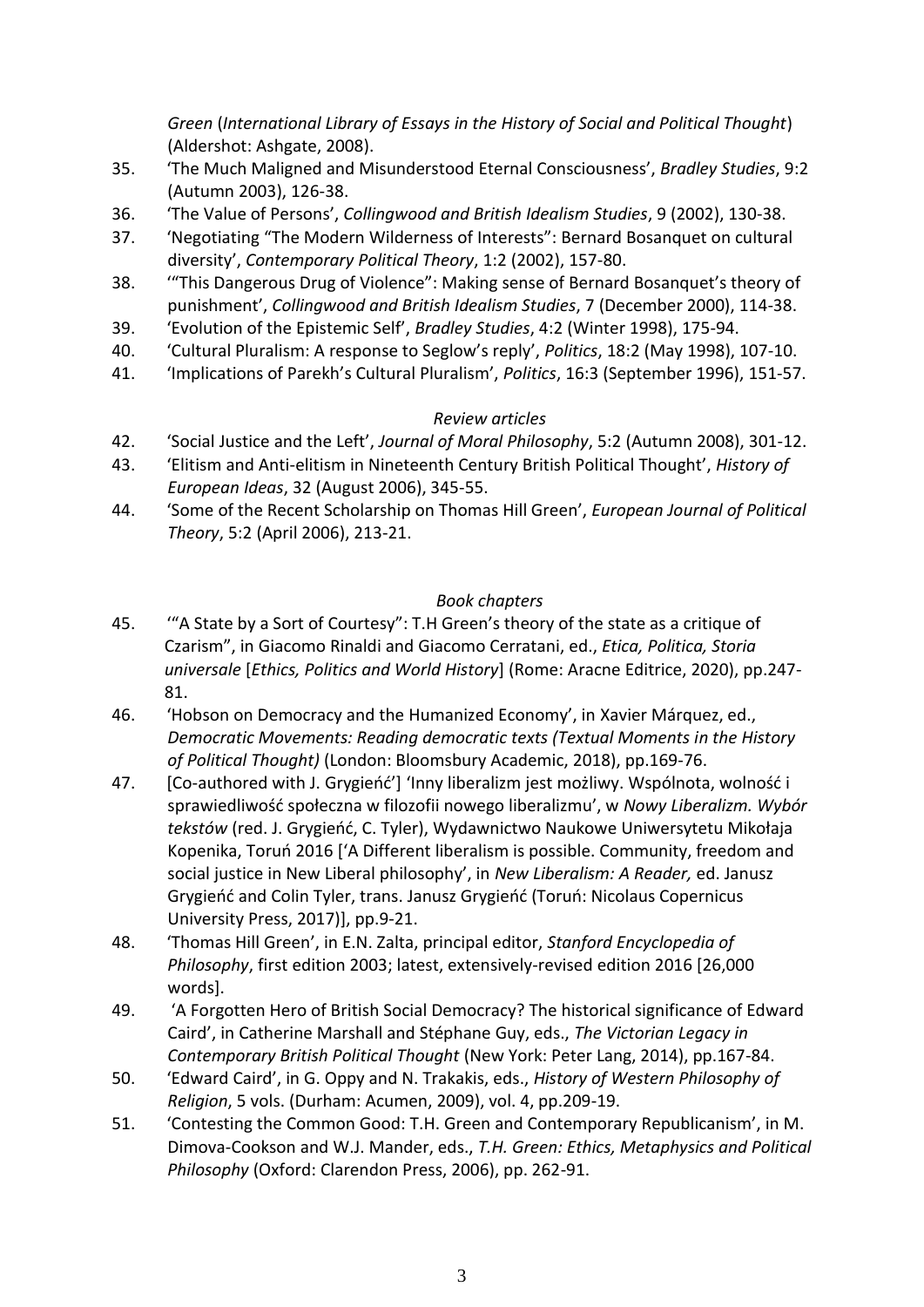*Green* (*International Library of Essays in the History of Social and Political Thought*) (Aldershot: Ashgate, 2008).

35. 'The Much Maligned and Misunderstood Eternal Consciousness', *Bradley Studies*, 9:2 (Autumn 2003), 126-38.
36. 'The Value of Persons', *Collingwood and British Idealism Studies*, 9 (2002), 130-38.
37. 'Negotiating "The Modern Wilderness of Interests": Bernard Bosanquet on cultural diversity', *Contemporary Political Theory*, 1:2 (2002), 157-80.
38. '"This Dangerous Drug of Violence": Making sense of Bernard Bosanquet's theory of punishment', *Collingwood and British Idealism Studies*, 7 (December 2000), 114-38.
39. 'Evolution of the Epistemic Self', *Bradley Studies*, 4:2 (Winter 1998), 175-94.
40. 'Cultural Pluralism: A response to Seglow's reply', *Politics*, 18:2 (May 1998), 107-10.
41. 'Implications of Parekh's Cultural Pluralism', *Politics*, 16:3 (September 1996), 151-57.

*Review articles*

42. 'Social Justice and the Left', *Journal of Moral Philosophy*, 5:2 (Autumn 2008), 301-12.
43. 'Elitism and Anti-elitism in Nineteenth Century British Political Thought', *History of European Ideas*, 32 (August 2006), 345-55.
44. 'Some of the Recent Scholarship on Thomas Hill Green', *European Journal of Political Theory*, 5:2 (April 2006), 213-21.

*Book chapters*

45. '"A State by a Sort of Courtesy": T.H Green's theory of the state as a critique of Czarism", in Giacomo Rinaldi and Giacomo Cerratani, ed., *Etica, Politica, Storia universale* [*Ethics, Politics and World History*] (Rome: Aracne Editrice, 2020), pp.247-81.
46. 'Hobson on Democracy and the Humanized Economy', in Xavier Márquez, ed., *Democratic Movements: Reading democratic texts (Textual Moments in the History of Political Thought)* (London: Bloomsbury Academic, 2018), pp.169-76.
47. [Co-authored with J. Grygieńć'] 'Inny liberalizm jest możliwy. Wspólnota, wolność i sprawiedliwość społeczna w filozofii nowego liberalizmu', w *Nowy Liberalizm. Wybór tekstów* (red. J. Grygieńć, C. Tyler), Wydawnictwo Naukowe Uniwersytetu Mikołaja Kopenika, Toruń 2016 ['A Different liberalism is possible. Community, freedom and social justice in New Liberal philosophy', in *New Liberalism: A Reader,* ed. Janusz Grygieńć and Colin Tyler, trans. Janusz Grygieńć (Toruń: Nicolaus Copernicus University Press, 2017)], pp.9-21.
48. 'Thomas Hill Green', in E.N. Zalta, principal editor, *Stanford Encyclopedia of Philosophy*, first edition 2003; latest, extensively-revised edition 2016 [26,000 words].
49. 'A Forgotten Hero of British Social Democracy? The historical significance of Edward Caird', in Catherine Marshall and Stéphane Guy, eds., *The Victorian Legacy in Contemporary British Political Thought* (New York: Peter Lang, 2014), pp.167-84.
50. 'Edward Caird', in G. Oppy and N. Trakakis, eds., *History of Western Philosophy of Religion*, 5 vols. (Durham: Acumen, 2009), vol. 4, pp.209-19.
51. 'Contesting the Common Good: T.H. Green and Contemporary Republicanism', in M. Dimova-Cookson and W.J. Mander, eds., *T.H. Green: Ethics, Metaphysics and Political Philosophy* (Oxford: Clarendon Press, 2006), pp. 262-91.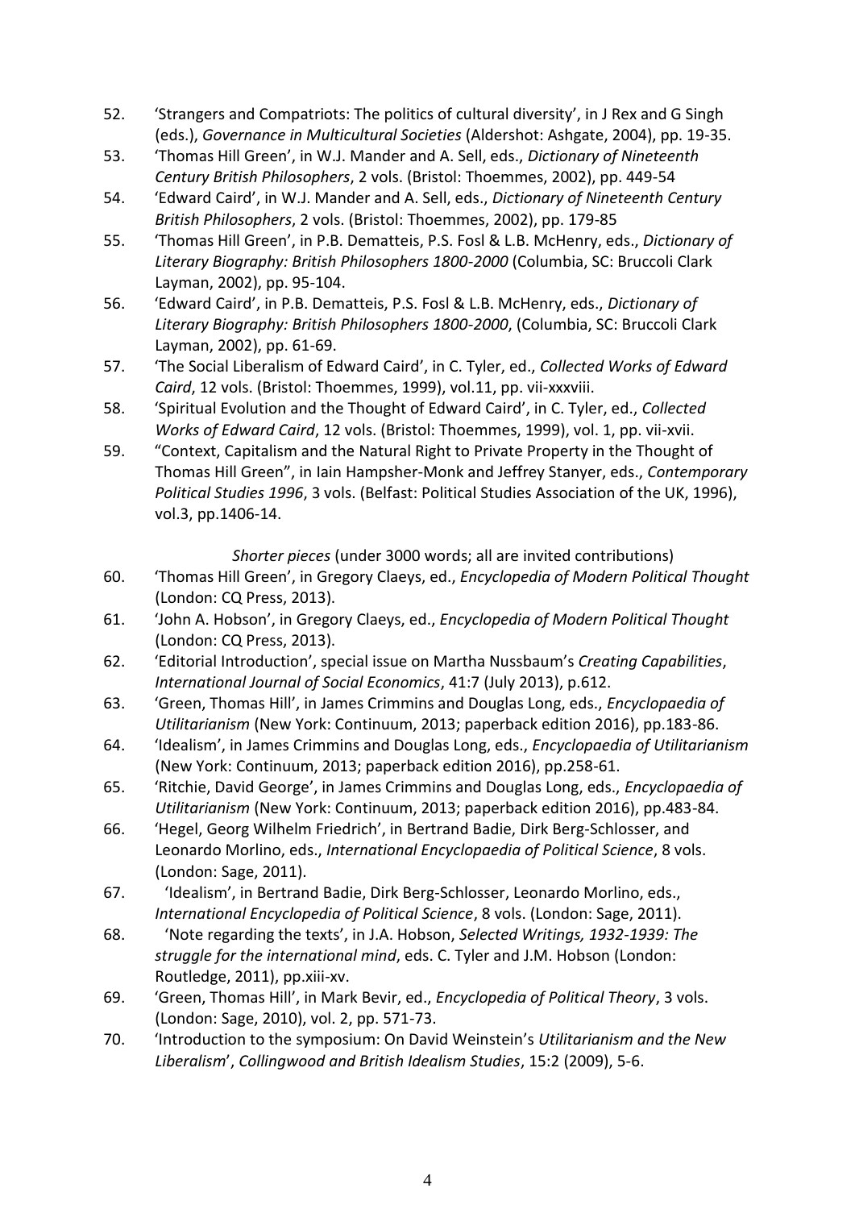52. 'Strangers and Compatriots: The politics of cultural diversity', in J Rex and G Singh (eds.), *Governance in Multicultural Societies* (Aldershot: Ashgate, 2004), pp. 19-35.
53. 'Thomas Hill Green', in W.J. Mander and A. Sell, eds., *Dictionary of Nineteenth Century British Philosophers*, 2 vols. (Bristol: Thoemmes, 2002), pp. 449-54
54. 'Edward Caird', in W.J. Mander and A. Sell, eds., *Dictionary of Nineteenth Century British Philosophers*, 2 vols. (Bristol: Thoemmes, 2002), pp. 179-85
55. 'Thomas Hill Green', in P.B. Dematteis, P.S. Fosl & L.B. McHenry, eds., *Dictionary of Literary Biography: British Philosophers 1800-2000* (Columbia, SC: Bruccoli Clark Layman, 2002), pp. 95-104.
56. 'Edward Caird', in P.B. Dematteis, P.S. Fosl & L.B. McHenry, eds., *Dictionary of Literary Biography: British Philosophers 1800-2000*, (Columbia, SC: Bruccoli Clark Layman, 2002), pp. 61-69.
57. 'The Social Liberalism of Edward Caird', in C. Tyler, ed., *Collected Works of Edward Caird*, 12 vols. (Bristol: Thoemmes, 1999), vol.11, pp. vii-xxxviii.
58. 'Spiritual Evolution and the Thought of Edward Caird', in C. Tyler, ed., *Collected Works of Edward Caird*, 12 vols. (Bristol: Thoemmes, 1999), vol. 1, pp. vii-xvii.
59. "Context, Capitalism and the Natural Right to Private Property in the Thought of Thomas Hill Green", in Iain Hampsher-Monk and Jeffrey Stanyer, eds., *Contemporary Political Studies 1996*, 3 vols. (Belfast: Political Studies Association of the UK, 1996), vol.3, pp.1406-14.

*Shorter pieces* (under 3000 words; all are invited contributions)

60. 'Thomas Hill Green', in Gregory Claeys, ed., *Encyclopedia of Modern Political Thought* (London: CQ Press, 2013).
61. 'John A. Hobson', in Gregory Claeys, ed., *Encyclopedia of Modern Political Thought* (London: CQ Press, 2013).
62. 'Editorial Introduction', special issue on Martha Nussbaum's *Creating Capabilities*, *International Journal of Social Economics*, 41:7 (July 2013), p.612.
63. 'Green, Thomas Hill', in James Crimmins and Douglas Long, eds., *Encyclopaedia of Utilitarianism* (New York: Continuum, 2013; paperback edition 2016), pp.183-86.
64. 'Idealism', in James Crimmins and Douglas Long, eds., *Encyclopaedia of Utilitarianism* (New York: Continuum, 2013; paperback edition 2016), pp.258-61.
65. 'Ritchie, David George', in James Crimmins and Douglas Long, eds., *Encyclopaedia of Utilitarianism* (New York: Continuum, 2013; paperback edition 2016), pp.483-84.
66. 'Hegel, Georg Wilhelm Friedrich', in Bertrand Badie, Dirk Berg-Schlosser, and Leonardo Morlino, eds., *International Encyclopaedia of Political Science*, 8 vols. (London: Sage, 2011).
67. 'Idealism', in Bertrand Badie, Dirk Berg-Schlosser, Leonardo Morlino, eds., *International Encyclopedia of Political Science*, 8 vols. (London: Sage, 2011).
68. 'Note regarding the texts', in J.A. Hobson, *Selected Writings, 1932-1939: The struggle for the international mind*, eds. C. Tyler and J.M. Hobson (London: Routledge, 2011), pp.xiii-xv.
69. 'Green, Thomas Hill', in Mark Bevir, ed., *Encyclopedia of Political Theory*, 3 vols. (London: Sage, 2010), vol. 2, pp. 571-73.
70. 'Introduction to the symposium: On David Weinstein's *Utilitarianism and the New Liberalism*', *Collingwood and British Idealism Studies*, 15:2 (2009), 5-6.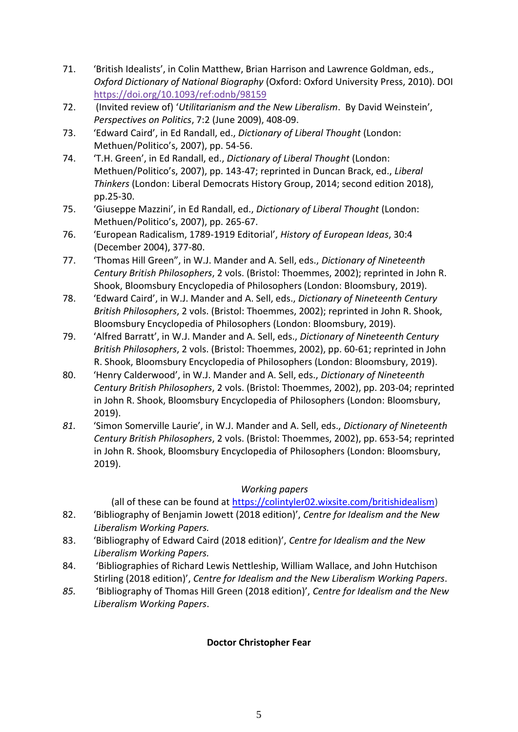71. 'British Idealists', in Colin Matthew, Brian Harrison and Lawrence Goldman, eds., *Oxford Dictionary of National Biography* (Oxford: Oxford University Press, 2010). DOI https://doi.org/10.1093/ref:odnb/98159
72. (Invited review of) '*Utilitarianism and the New Liberalism*. By David Weinstein', *Perspectives on Politics*, 7:2 (June 2009), 408-09.
73. 'Edward Caird', in Ed Randall, ed., *Dictionary of Liberal Thought* (London: Methuen/Politico's, 2007), pp. 54-56.
74. 'T.H. Green', in Ed Randall, ed., *Dictionary of Liberal Thought* (London: Methuen/Politico's, 2007), pp. 143-47; reprinted in Duncan Brack, ed., *Liberal Thinkers* (London: Liberal Democrats History Group, 2014; second edition 2018), pp.25-30.
75. 'Giuseppe Mazzini', in Ed Randall, ed., *Dictionary of Liberal Thought* (London: Methuen/Politico's, 2007), pp. 265-67.
76. 'European Radicalism, 1789-1919 Editorial', *History of European Ideas*, 30:4 (December 2004), 377-80.
77. 'Thomas Hill Green", in W.J. Mander and A. Sell, eds., *Dictionary of Nineteenth Century British Philosophers*, 2 vols. (Bristol: Thoemmes, 2002); reprinted in John R. Shook, Bloomsbury Encyclopedia of Philosophers (London: Bloomsbury, 2019).
78. 'Edward Caird', in W.J. Mander and A. Sell, eds., *Dictionary of Nineteenth Century British Philosophers*, 2 vols. (Bristol: Thoemmes, 2002); reprinted in John R. Shook, Bloomsbury Encyclopedia of Philosophers (London: Bloomsbury, 2019).
79. 'Alfred Barratt', in W.J. Mander and A. Sell, eds., *Dictionary of Nineteenth Century British Philosophers*, 2 vols. (Bristol: Thoemmes, 2002), pp. 60-61; reprinted in John R. Shook, Bloomsbury Encyclopedia of Philosophers (London: Bloomsbury, 2019).
80. 'Henry Calderwood', in W.J. Mander and A. Sell, eds., *Dictionary of Nineteenth Century British Philosophers*, 2 vols. (Bristol: Thoemmes, 2002), pp. 203-04; reprinted in John R. Shook, Bloomsbury Encyclopedia of Philosophers (London: Bloomsbury, 2019).
81. 'Simon Somerville Laurie', in W.J. Mander and A. Sell, eds., *Dictionary of Nineteenth Century British Philosophers*, 2 vols. (Bristol: Thoemmes, 2002), pp. 653-54; reprinted in John R. Shook, Bloomsbury Encyclopedia of Philosophers (London: Bloomsbury, 2019).

*Working papers*

(all of these can be found at https://colintyler02.wixsite.com/britishidealism)

82. 'Bibliography of Benjamin Jowett (2018 edition)', *Centre for Idealism and the New Liberalism Working Papers.*
83. 'Bibliography of Edward Caird (2018 edition)', *Centre for Idealism and the New Liberalism Working Papers.*
84. 'Bibliographies of Richard Lewis Nettleship, William Wallace, and John Hutchison Stirling (2018 edition)', *Centre for Idealism and the New Liberalism Working Papers*.
85. 'Bibliography of Thomas Hill Green (2018 edition)', *Centre for Idealism and the New Liberalism Working Papers*.

**Doctor Christopher Fear**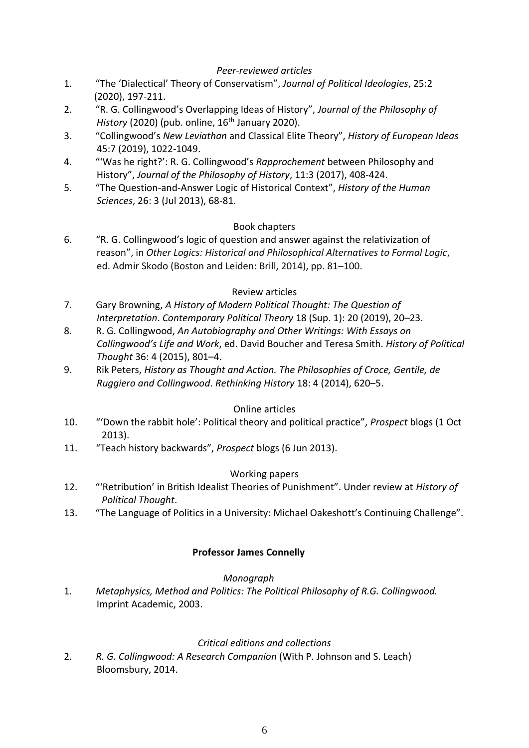*Peer-reviewed articles*

1. "The 'Dialectical' Theory of Conservatism", *Journal of Political Ideologies*, 25:2 (2020), 197-211.
2. "R. G. Collingwood's Overlapping Ideas of History", *Journal of the Philosophy of History* (2020) (pub. online, 16th January 2020).
3. "Collingwood's *New Leviathan* and Classical Elite Theory", *History of European Ideas* 45:7 (2019), 1022-1049.
4. "'Was he right?': R. G. Collingwood's *Rapprochement* between Philosophy and History", *Journal of the Philosophy of History*, 11:3 (2017), 408-424.
5. "The Question-and-Answer Logic of Historical Context", *History of the Human Sciences*, 26: 3 (Jul 2013), 68-81.

Book chapters

6. "R. G. Collingwood's logic of question and answer against the relativization of reason", in *Other Logics: Historical and Philosophical Alternatives to Formal Logic*, ed. Admir Skodo (Boston and Leiden: Brill, 2014), pp. 81–100.

Review articles

7. Gary Browning, *A History of Modern Political Thought: The Question of Interpretation*. *Contemporary Political Theory* 18 (Sup. 1): 20 (2019), 20–23.
8. R. G. Collingwood, *An Autobiography and Other Writings: With Essays on Collingwood's Life and Work*, ed. David Boucher and Teresa Smith. *History of Political Thought* 36: 4 (2015), 801–4.
9. Rik Peters, *History as Thought and Action. The Philosophies of Croce, Gentile, de Ruggiero and Collingwood*. *Rethinking History* 18: 4 (2014), 620–5.

Online articles

10. "'Down the rabbit hole': Political theory and political practice", *Prospect* blogs (1 Oct 2013).
11. "Teach history backwards", *Prospect* blogs (6 Jun 2013).

Working papers

12. "'Retribution' in British Idealist Theories of Punishment". Under review at *History of Political Thought*.
13. "The Language of Politics in a University: Michael Oakeshott's Continuing Challenge".

**Professor James Connelly**

*Monograph*

1. *Metaphysics, Method and Politics: The Political Philosophy of R.G. Collingwood.* Imprint Academic, 2003.

*Critical editions and collections*

2. *R. G. Collingwood: A Research Companion* (With P. Johnson and S. Leach) Bloomsbury, 2014.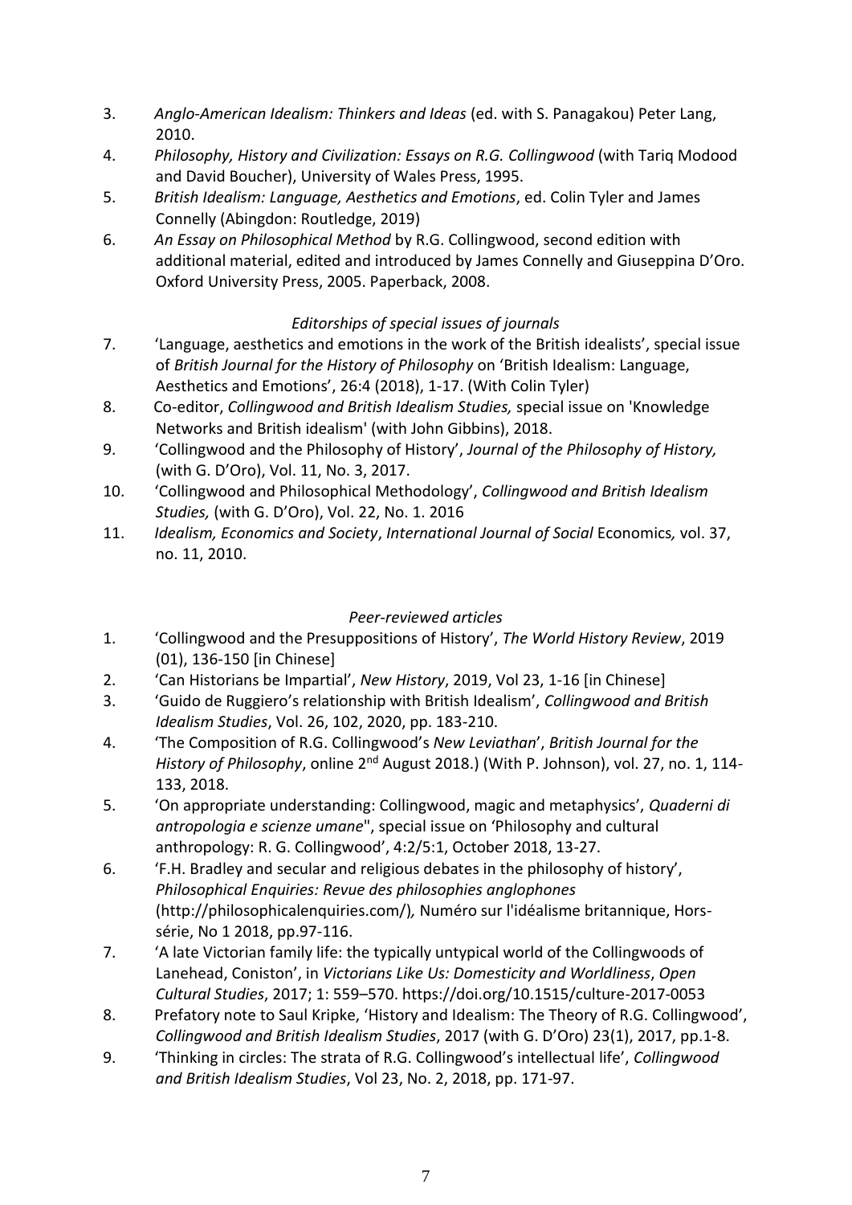3. *Anglo-American Idealism: Thinkers and Ideas* (ed. with S. Panagakou) Peter Lang, 2010.
4. *Philosophy, History and Civilization: Essays on R.G. Collingwood* (with Tariq Modood and David Boucher), University of Wales Press, 1995.
5. *British Idealism: Language, Aesthetics and Emotions*, ed. Colin Tyler and James Connelly (Abingdon: Routledge, 2019)
6. *An Essay on Philosophical Method* by R.G. Collingwood, second edition with additional material, edited and introduced by James Connelly and Giuseppina D'Oro. Oxford University Press, 2005. Paperback, 2008.

*Editorships of special issues of journals*

7. 'Language, aesthetics and emotions in the work of the British idealists', special issue of *British Journal for the History of Philosophy* on 'British Idealism: Language, Aesthetics and Emotions', 26:4 (2018), 1-17. (With Colin Tyler)
8. Co-editor, *Collingwood and British Idealism Studies,* special issue on 'Knowledge Networks and British idealism' (with John Gibbins), 2018.
9. 'Collingwood and the Philosophy of History', *Journal of the Philosophy of History,* (with G. D'Oro), Vol. 11, No. 3, 2017.
10. 'Collingwood and Philosophical Methodology', *Collingwood and British Idealism Studies,* (with G. D'Oro), Vol. 22, No. 1. 2016
11. *Idealism, Economics and Society*, *International Journal of Social* Economics*,* vol. 37, no. 11, 2010.

*Peer-reviewed articles*

1. 'Collingwood and the Presuppositions of History', *The World History Review*, 2019 (01), 136-150 [in Chinese]
2. 'Can Historians be Impartial', *New History*, 2019, Vol 23, 1-16 [in Chinese]
3. 'Guido de Ruggiero's relationship with British Idealism', *Collingwood and British Idealism Studies*, Vol. 26, 102, 2020, pp. 183-210.
4. 'The Composition of R.G. Collingwood's *New Leviathan*', *British Journal for the History of Philosophy*, online 2nd August 2018.) (With P. Johnson), vol. 27, no. 1, 114-133, 2018.
5. 'On appropriate understanding: Collingwood, magic and metaphysics', *Quaderni di antropologia e scienze umane*", special issue on 'Philosophy and cultural anthropology: R. G. Collingwood', 4:2/5:1, October 2018, 13-27.
6. 'F.H. Bradley and secular and religious debates in the philosophy of history', *Philosophical Enquiries: Revue des philosophies anglophones* (http://philosophicalenquiries.com/)*,* Numéro sur l'idéalisme britannique, Hors-série, No 1 2018, pp.97-116.
7. 'A late Victorian family life: the typically untypical world of the Collingwoods of Lanehead, Coniston', in *Victorians Like Us: Domesticity and Worldliness*, *Open Cultural Studies*, 2017; 1: 559–570. https://doi.org/10.1515/culture-2017-0053
8. Prefatory note to Saul Kripke, 'History and Idealism: The Theory of R.G. Collingwood', *Collingwood and British Idealism Studies*, 2017 (with G. D'Oro) 23(1), 2017, pp.1-8.
9. 'Thinking in circles: The strata of R.G. Collingwood's intellectual life', *Collingwood and British Idealism Studies*, Vol 23, No. 2, 2018, pp. 171-97.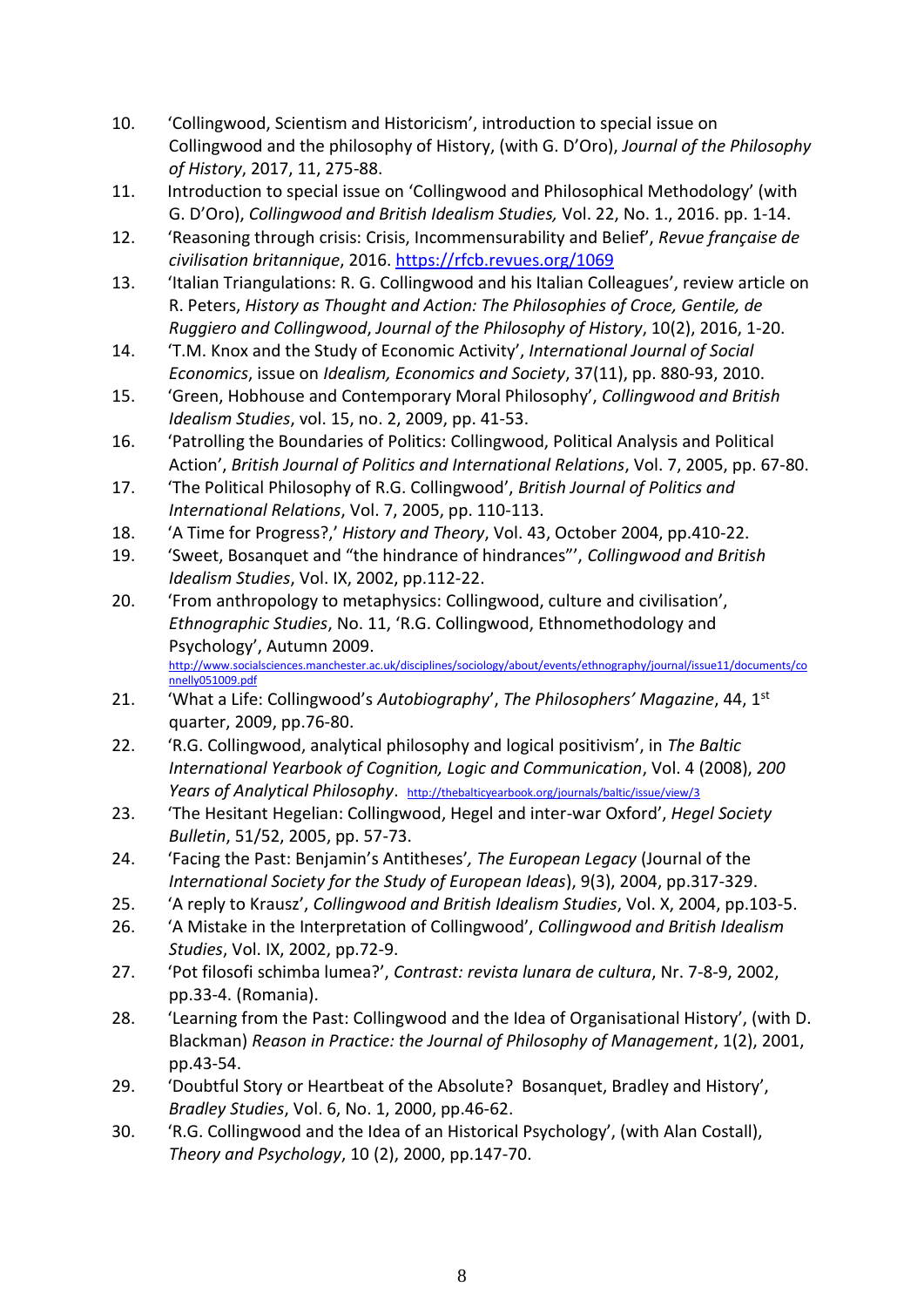10. 'Collingwood, Scientism and Historicism', introduction to special issue on Collingwood and the philosophy of History, (with G. D'Oro), *Journal of the Philosophy of History*, 2017, 11, 275-88.
11. Introduction to special issue on 'Collingwood and Philosophical Methodology' (with G. D'Oro), *Collingwood and British Idealism Studies,* Vol. 22, No. 1., 2016. pp. 1-14.
12. 'Reasoning through crisis: Crisis, Incommensurability and Belief', *Revue française de civilisation britannique*, 2016. https://rfcb.revues.org/1069
13. 'Italian Triangulations: R. G. Collingwood and his Italian Colleagues', review article on R. Peters, *History as Thought and Action: The Philosophies of Croce, Gentile, de Ruggiero and Collingwood*, *Journal of the Philosophy of History*, 10(2), 2016, 1-20.
14. 'T.M. Knox and the Study of Economic Activity', *International Journal of Social Economics*, issue on *Idealism, Economics and Society*, 37(11), pp. 880-93, 2010.
15. 'Green, Hobhouse and Contemporary Moral Philosophy', *Collingwood and British Idealism Studies*, vol. 15, no. 2, 2009, pp. 41-53.
16. 'Patrolling the Boundaries of Politics: Collingwood, Political Analysis and Political Action', *British Journal of Politics and International Relations*, Vol. 7, 2005, pp. 67-80.
17. 'The Political Philosophy of R.G. Collingwood', *British Journal of Politics and International Relations*, Vol. 7, 2005, pp. 110-113.
18. 'A Time for Progress?,' *History and Theory*, Vol. 43, October 2004, pp.410-22.
19. 'Sweet, Bosanquet and "the hindrance of hindrances"', *Collingwood and British Idealism Studies*, Vol. IX, 2002, pp.112-22.
20. 'From anthropology to metaphysics: Collingwood, culture and civilisation', *Ethnographic Studies*, No. 11, 'R.G. Collingwood, Ethnomethodology and Psychology', Autumn 2009. http://www.socialsciences.manchester.ac.uk/disciplines/sociology/about/events/ethnography/journal/issue11/documents/connelly051009.pdf
21. 'What a Life: Collingwood's *Autobiography*', *The Philosophers' Magazine*, 44, 1st quarter, 2009, pp.76-80.
22. 'R.G. Collingwood, analytical philosophy and logical positivism', in *The Baltic International Yearbook of Cognition, Logic and Communication*, Vol. 4 (2008), *200 Years of Analytical Philosophy*. http://thebalticyearbook.org/journals/baltic/issue/view/3
23. 'The Hesitant Hegelian: Collingwood, Hegel and inter-war Oxford', *Hegel Society Bulletin*, 51/52, 2005, pp. 57-73.
24. 'Facing the Past: Benjamin's Antitheses', *The European Legacy* (Journal of the *International Society for the Study of European Ideas*), 9(3), 2004, pp.317-329.
25. 'A reply to Krausz', *Collingwood and British Idealism Studies*, Vol. X, 2004, pp.103-5.
26. 'A Mistake in the Interpretation of Collingwood', *Collingwood and British Idealism Studies*, Vol. IX, 2002, pp.72-9.
27. 'Pot filosofi schimba lumea?', *Contrast: revista lunara de cultura*, Nr. 7-8-9, 2002, pp.33-4. (Romania).
28. 'Learning from the Past: Collingwood and the Idea of Organisational History', (with D. Blackman) *Reason in Practice: the Journal of Philosophy of Management*, 1(2), 2001, pp.43-54.
29. 'Doubtful Story or Heartbeat of the Absolute? Bosanquet, Bradley and History', *Bradley Studies*, Vol. 6, No. 1, 2000, pp.46-62.
30. 'R.G. Collingwood and the Idea of an Historical Psychology', (with Alan Costall), *Theory and Psychology*, 10 (2), 2000, pp.147-70.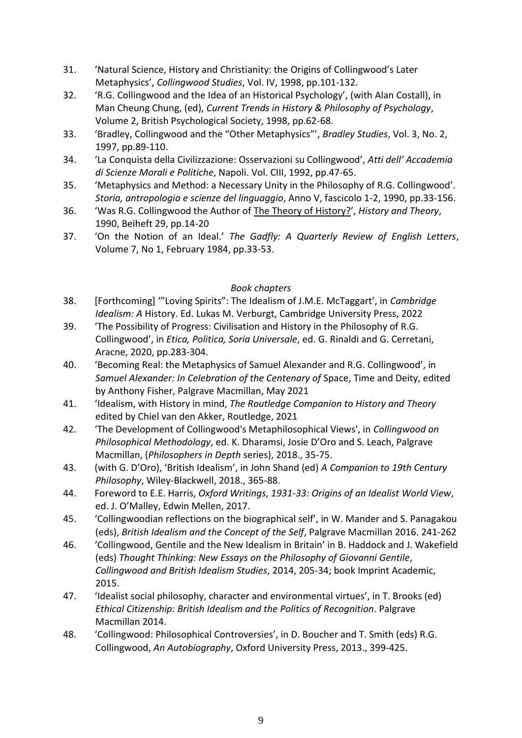31. 'Natural Science, History and Christianity: the Origins of Collingwood's Later Metaphysics', *Collingwood Studies*, Vol. IV, 1998, pp.101-132.
32. 'R.G. Collingwood and the Idea of an Historical Psychology', (with Alan Costall), in Man Cheung Chung, (ed), *Current Trends in History & Philosophy of Psychology*, Volume 2, British Psychological Society, 1998, pp.62-68.
33. 'Bradley, Collingwood and the "Other Metaphysics"', *Bradley Studies*, Vol. 3, No. 2, 1997, pp.89-110.
34. 'La Conquista della Civilizzazione: Osservazioni su Collingwood', *Atti dell' Accademia di Scienze Morali e Politiche*, Napoli. Vol. CIII, 1992, pp.47-65.
35. 'Metaphysics and Method: a Necessary Unity in the Philosophy of R.G. Collingwood'. *Storia, antropologia e scienze del linguaggio*, Anno V, fascicolo 1-2, 1990, pp.33-156.
36. 'Was R.G. Collingwood the Author of <u>The Theory of History?</u>', *History and Theory*, 1990, Beiheft 29, pp.14-20
37. 'On the Notion of an Ideal.' *The Gadfly: A Quarterly Review of English Letters*, Volume 7, No 1, February 1984, pp.33-53.

*Book chapters*

38. [Forthcoming] '"Loving Spirits": The Idealism of J.M.E. McTaggart', in *Cambridge Idealism: A* History. Ed. Lukas M. Verburgt, Cambridge University Press, 2022
39. 'The Possibility of Progress: Civilisation and History in the Philosophy of R.G. Collingwood', in *Etica, Politica, Soria Universale*, ed. G. Rinaldi and G. Cerretani, Aracne, 2020, pp.283-304.
40. 'Becoming Real: the Metaphysics of Samuel Alexander and R.G. Collingwood', in *Samuel Alexander: In Celebration of the Centenary of* Space, Time and Deity, edited by Anthony Fisher, Palgrave Macmillan, May 2021
41. 'Idealism, with History in mind, *The Routledge Companion to History and Theory* edited by Chiel van den Akker, Routledge, 2021
42. 'The Development of Collingwood's Metaphilosophical Views', in *Collingwood on Philosophical Methodology*, ed. K. Dharamsi, Josie D'Oro and S. Leach, Palgrave Macmillan, (*Philosophers in Depth* series), 2018., 35-75.
43. (with G. D'Oro), 'British Idealism', in John Shand (ed) *A Companion to 19th Century Philosophy*, Wiley-Blackwell, 2018., 365-88.
44. Foreword to E.E. Harris, *Oxford Writings*, *1931-33: Origins of an Idealist World View*, ed. J. O'Malley, Edwin Mellen, 2017.
45. 'Collingwoodian reflections on the biographical self', in W. Mander and S. Panagakou (eds), *British Idealism and the Concept of the Self*, Palgrave Macmillan 2016. 241-262
46. 'Collingwood, Gentile and the New Idealism in Britain' in B. Haddock and J. Wakefield (eds) *Thought Thinking: New Essays on the Philosophy of Giovanni Gentile*, *Collingwood and British Idealism Studies*, 2014, 205-34; book Imprint Academic, 2015.
47. 'Idealist social philosophy, character and environmental virtues', in T. Brooks (ed) *Ethical Citizenship: British Idealism and the Politics of Recognition*. Palgrave Macmillan 2014.
48. 'Collingwood: Philosophical Controversies', in D. Boucher and T. Smith (eds) R.G. Collingwood, *An Autobiography*, Oxford University Press, 2013., 399-425.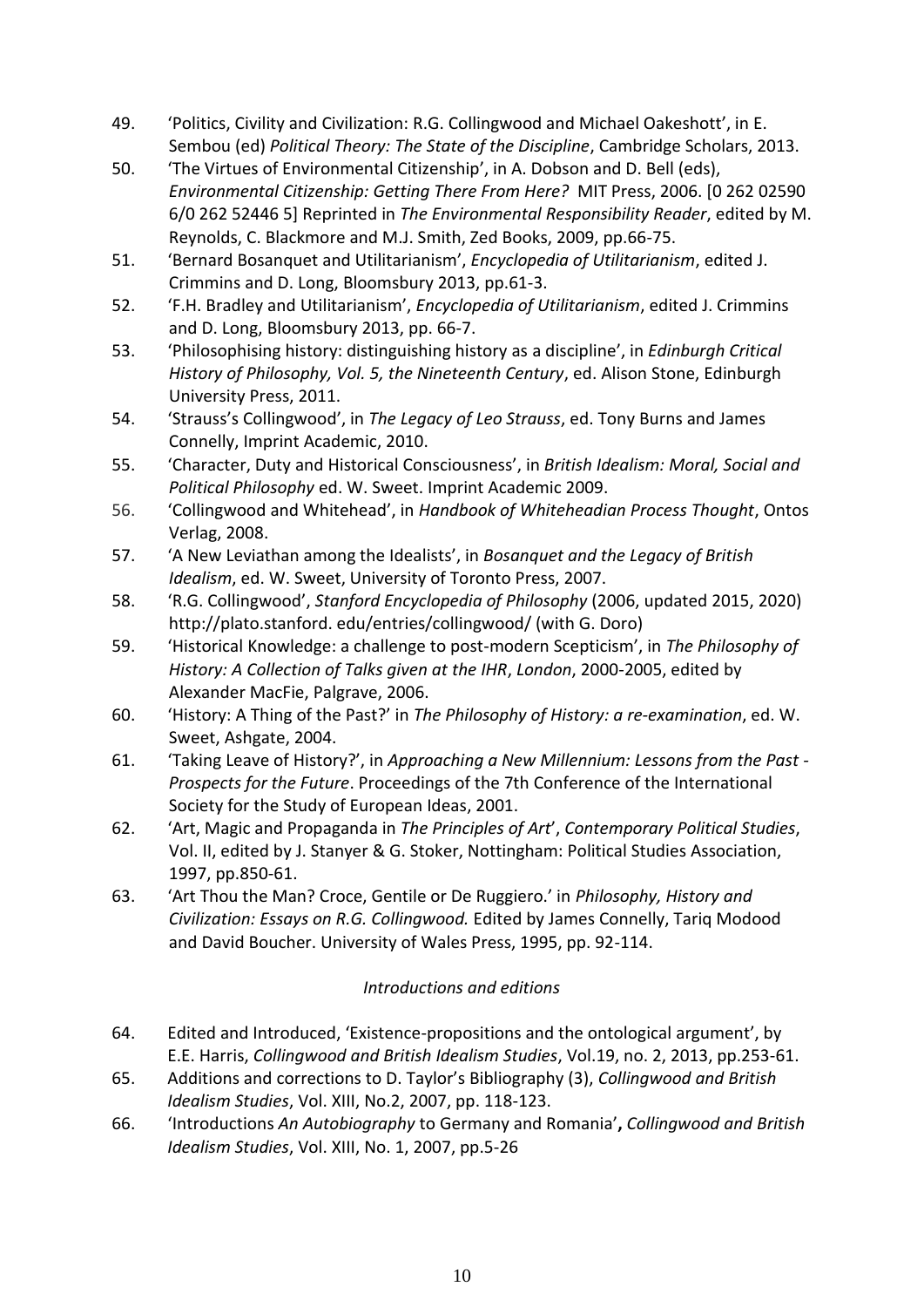49. 'Politics, Civility and Civilization: R.G. Collingwood and Michael Oakeshott', in E. Sembou (ed) *Political Theory: The State of the Discipline*, Cambridge Scholars, 2013.
50. 'The Virtues of Environmental Citizenship', in A. Dobson and D. Bell (eds), *Environmental Citizenship: Getting There From Here?* MIT Press, 2006. [0 262 02590 6/0 262 52446 5] Reprinted in *The Environmental Responsibility Reader*, edited by M. Reynolds, C. Blackmore and M.J. Smith, Zed Books, 2009, pp.66-75.
51. 'Bernard Bosanquet and Utilitarianism', *Encyclopedia of Utilitarianism*, edited J. Crimmins and D. Long, Bloomsbury 2013, pp.61-3.
52. 'F.H. Bradley and Utilitarianism', *Encyclopedia of Utilitarianism*, edited J. Crimmins and D. Long, Bloomsbury 2013, pp. 66-7.
53. 'Philosophising history: distinguishing history as a discipline', in *Edinburgh Critical History of Philosophy, Vol. 5, the Nineteenth Century*, ed. Alison Stone, Edinburgh University Press, 2011.
54. 'Strauss's Collingwood', in *The Legacy of Leo Strauss*, ed. Tony Burns and James Connelly, Imprint Academic, 2010.
55. 'Character, Duty and Historical Consciousness', in *British Idealism: Moral, Social and Political Philosophy* ed. W. Sweet. Imprint Academic 2009.
56. 'Collingwood and Whitehead', in *Handbook of Whiteheadian Process Thought*, Ontos Verlag, 2008.
57. 'A New Leviathan among the Idealists', in *Bosanquet and the Legacy of British Idealism*, ed. W. Sweet, University of Toronto Press, 2007.
58. 'R.G. Collingwood', *Stanford Encyclopedia of Philosophy* (2006, updated 2015, 2020) http://plato.stanford. edu/entries/collingwood/ (with G. Doro)
59. 'Historical Knowledge: a challenge to post-modern Scepticism', in *The Philosophy of History: A Collection of Talks given at the IHR*, *London*, 2000-2005, edited by Alexander MacFie, Palgrave, 2006.
60. 'History: A Thing of the Past?' in *The Philosophy of History: a re-examination*, ed. W. Sweet, Ashgate, 2004.
61. 'Taking Leave of History?', in *Approaching a New Millennium: Lessons from the Past - Prospects for the Future*. Proceedings of the 7th Conference of the International Society for the Study of European Ideas, 2001.
62. 'Art, Magic and Propaganda in *The Principles of Art*', *Contemporary Political Studies*, Vol. II, edited by J. Stanyer & G. Stoker, Nottingham: Political Studies Association, 1997, pp.850-61.
63. 'Art Thou the Man? Croce, Gentile or De Ruggiero.' in *Philosophy, History and Civilization: Essays on R.G. Collingwood.* Edited by James Connelly, Tariq Modood and David Boucher. University of Wales Press, 1995, pp. 92-114.

*Introductions and editions*

64. Edited and Introduced, 'Existence-propositions and the ontological argument', by E.E. Harris, *Collingwood and British Idealism Studies*, Vol.19, no. 2, 2013, pp.253-61.
65. Additions and corrections to D. Taylor's Bibliography (3), *Collingwood and British Idealism Studies*, Vol. XIII, No.2, 2007, pp. 118-123.
66. 'Introductions *An Autobiography* to Germany and Romania'**,** *Collingwood and British Idealism Studies*, Vol. XIII, No. 1, 2007, pp.5-26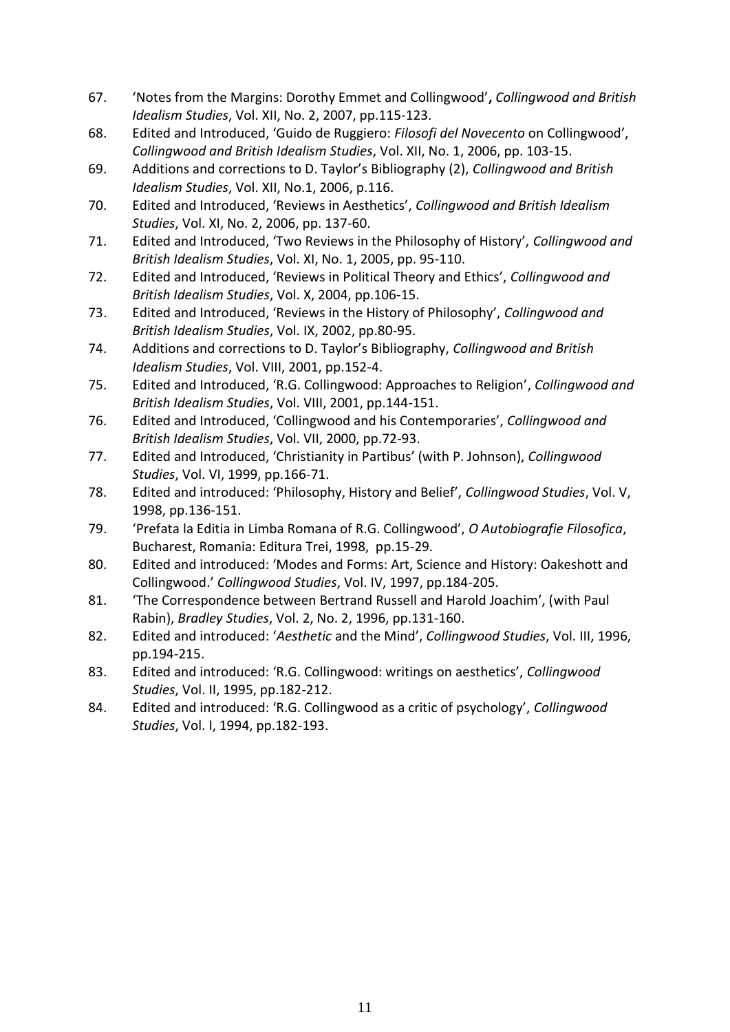67. 'Notes from the Margins: Dorothy Emmet and Collingwood'**,** *Collingwood and British Idealism Studies*, Vol. XII, No. 2, 2007, pp.115-123.
68. Edited and Introduced, 'Guido de Ruggiero: *Filosofi del Novecento* on Collingwood', *Collingwood and British Idealism Studies*, Vol. XII, No. 1, 2006, pp. 103-15.
69. Additions and corrections to D. Taylor's Bibliography (2), *Collingwood and British Idealism Studies*, Vol. XII, No.1, 2006, p.116.
70. Edited and Introduced, 'Reviews in Aesthetics', *Collingwood and British Idealism Studies*, Vol. XI, No. 2, 2006, pp. 137-60.
71. Edited and Introduced, 'Two Reviews in the Philosophy of History', *Collingwood and British Idealism Studies*, Vol. XI, No. 1, 2005, pp. 95-110.
72. Edited and Introduced, 'Reviews in Political Theory and Ethics', *Collingwood and British Idealism Studies*, Vol. X, 2004, pp.106-15.
73. Edited and Introduced, 'Reviews in the History of Philosophy', *Collingwood and British Idealism Studies*, Vol. IX, 2002, pp.80-95.
74. Additions and corrections to D. Taylor's Bibliography, *Collingwood and British Idealism Studies*, Vol. VIII, 2001, pp.152-4.
75. Edited and Introduced, 'R.G. Collingwood: Approaches to Religion', *Collingwood and British Idealism Studies*, Vol. VIII, 2001, pp.144-151.
76. Edited and Introduced, 'Collingwood and his Contemporaries', *Collingwood and British Idealism Studies*, Vol. VII, 2000, pp.72-93.
77. Edited and Introduced, 'Christianity in Partibus' (with P. Johnson), *Collingwood Studies*, Vol. VI, 1999, pp.166-71.
78. Edited and introduced: 'Philosophy, History and Belief', *Collingwood Studies*, Vol. V, 1998, pp.136-151.
79. 'Prefata la Editia in Limba Romana of R.G. Collingwood', *O Autobiografie Filosofica*, Bucharest, Romania: Editura Trei, 1998, pp.15-29.
80. Edited and introduced: 'Modes and Forms: Art, Science and History: Oakeshott and Collingwood.' *Collingwood Studies*, Vol. IV, 1997, pp.184-205.
81. 'The Correspondence between Bertrand Russell and Harold Joachim', (with Paul Rabin), *Bradley Studies*, Vol. 2, No. 2, 1996, pp.131-160.
82. Edited and introduced: '*Aesthetic* and the Mind', *Collingwood Studies*, Vol. III, 1996, pp.194-215.
83. Edited and introduced: 'R.G. Collingwood: writings on aesthetics', *Collingwood Studies*, Vol. II, 1995, pp.182-212.
84. Edited and introduced: 'R.G. Collingwood as a critic of psychology', *Collingwood Studies*, Vol. I, 1994, pp.182-193.